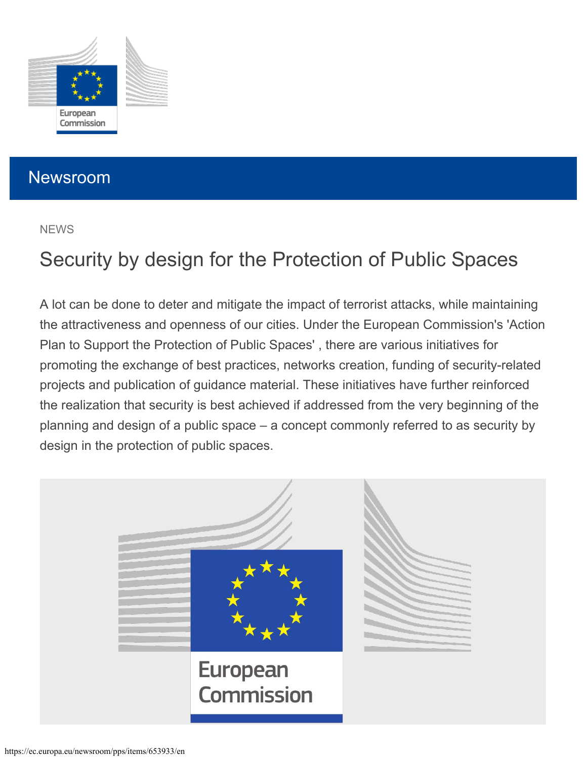Newsroom

NEWS

# Security by design for the Protection of Public Spaces

A lot can be done to deter and mitigate the impact of terrorist attacks, while maintaining the attractiveness and openness of our cities. Under the European Commission's 'Action Plan to Support the Protection of Public Spaces' , there are various initiatives for promoting the exchange of best practices, networks creation, funding of security-related projects and publication of guidance material. These initiatives have further reinforced the realization that security is best achieved if addressed from the very beginning of the planning and design of a public space – a concept commonly referred to as security by design in the protection of public spaces.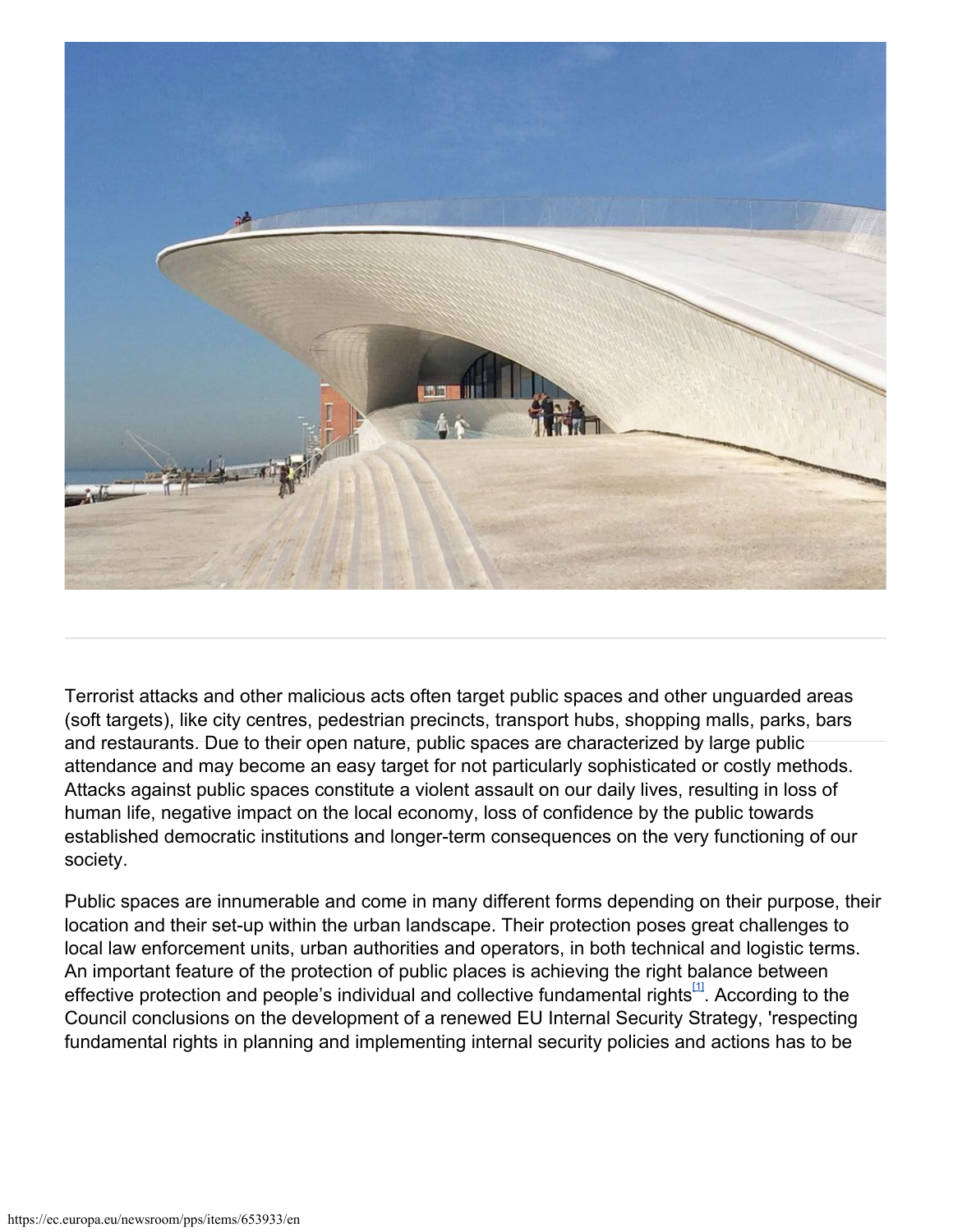Terrorist attacks and other malicious acts often target public spaces and other unguarded areas (soft targets), like city centres, pedestrian precincts, transport hubs, shopping malls, parks, bars and restaurants. Due to their open nature, public spaces are characterized by large public attendance and may become an easy target for not particularly sophisticated or costly methods. Attacks against public spaces constitute a violent assault on our daily lives, resulting in loss of human life, negative impact on the local economy, loss of confidence by the public towards established democratic institutions and longer-term consequences on the very functioning of our society.

Public spaces are innumerable and come in many different forms depending on their purpose, their location and their set-up within the urban landscape. Their protection poses great challenges to local law enforcement units, urban authorities and operators, in both technical and logistic terms. An important feature of the protection of public places is achieving the right balance between effective protection and people's individual and collective fundamental rights[1]. According to the Council conclusions on the development of a renewed EU Internal Security Strategy, 'respecting fundamental rights in planning and implementing internal security policies and actions has to be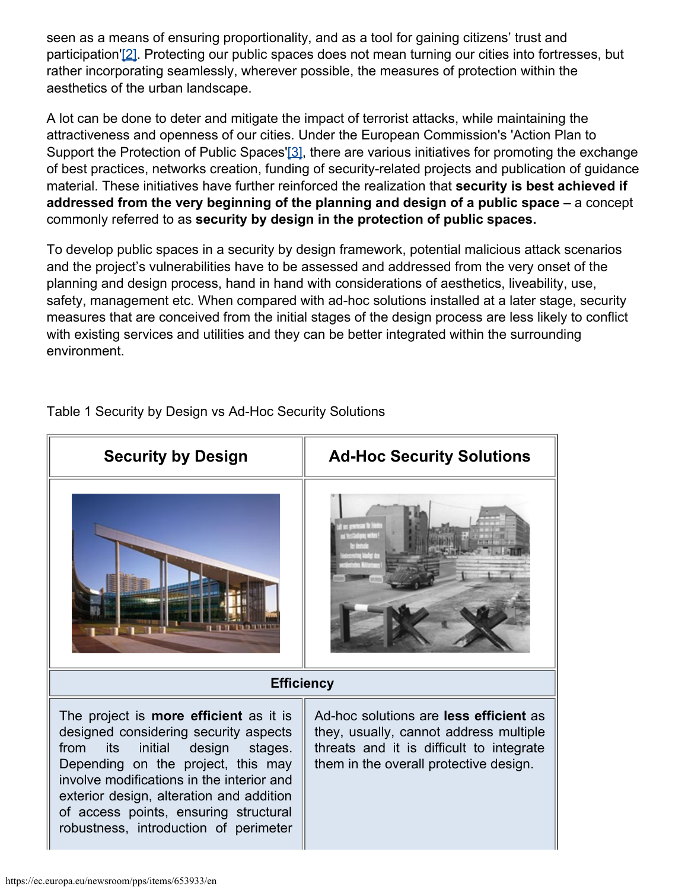seen as a means of ensuring proportionality, and as a tool for gaining citizens' trust and participation'[2]. Protecting our public spaces does not mean turning our cities into fortresses, but rather incorporating seamlessly, wherever possible, the measures of protection within the aesthetics of the urban landscape.

A lot can be done to deter and mitigate the impact of terrorist attacks, while maintaining the attractiveness and openness of our cities. Under the European Commission's 'Action Plan to Support the Protection of Public Spaces'[3], there are various initiatives for promoting the exchange of best practices, networks creation, funding of security-related projects and publication of guidance material. These initiatives have further reinforced the realization that **security is best achieved if addressed from the very beginning of the planning and design of a public space –** a concept commonly referred to as **security by design in the protection of public spaces.**

To develop public spaces in a security by design framework, potential malicious attack scenarios and the project's vulnerabilities have to be assessed and addressed from the very onset of the planning and design process, hand in hand with considerations of aesthetics, liveability, use, safety, management etc. When compared with ad-hoc solutions installed at a later stage, security measures that are conceived from the initial stages of the design process are less likely to conflict with existing services and utilities and they can be better integrated within the surrounding environment.

Table 1 Security by Design vs Ad-Hoc Security Solutions

| Security by Design | Ad-Hoc Security Solutions |
| --- | --- |
| | |
| **Efficiency** | |
| The project is **more efficient** as it is designed considering security aspects from its initial design stages. Depending on the project, this may involve modifications in the interior and exterior design, alteration and addition of access points, ensuring structural robustness, introduction of perimeter | Ad-hoc solutions are **less efficient** as they, usually, cannot address multiple threats and it is difficult to integrate them in the overall protective design. |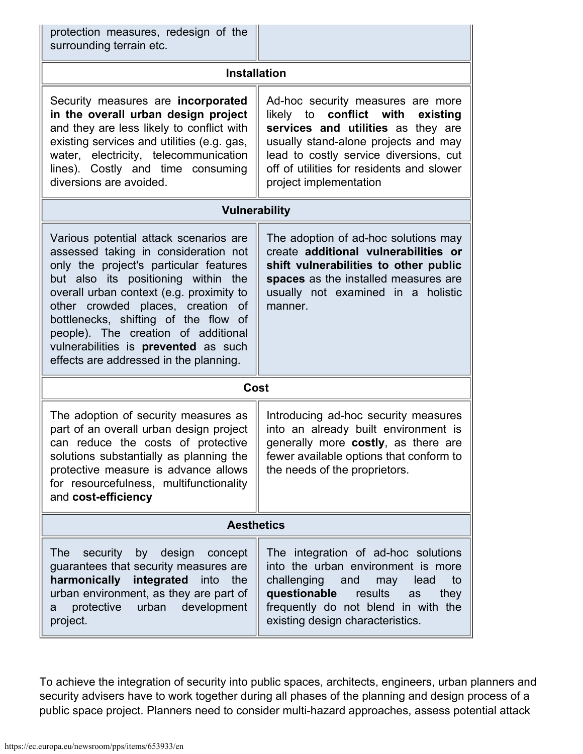| | |
|---|---|
| protection measures, redesign of the surrounding terrain etc. | |
| **Installation** | |
| Security measures are **incorporated in the overall urban design project** and they are less likely to conflict with existing services and utilities (e.g. gas, water, electricity, telecommunication lines). Costly and time consuming diversions are avoided. | Ad-hoc security measures are more likely to **conflict with existing services and utilities** as they are usually stand-alone projects and may lead to costly service diversions, cut off of utilities for residents and slower project implementation |
| **Vulnerability** | |
| Various potential attack scenarios are assessed taking in consideration not only the project's particular features but also its positioning within the overall urban context (e.g. proximity to other crowded places, creation of bottlenecks, shifting of the flow of people). The creation of additional vulnerabilities is **prevented** as such effects are addressed in the planning. | The adoption of ad-hoc solutions may create **additional vulnerabilities or shift vulnerabilities to other public spaces** as the installed measures are usually not examined in a holistic manner. |
| **Cost** | |
| The adoption of security measures as part of an overall urban design project can reduce the costs of protective solutions substantially as planning the protective measure is advance allows for resourcefulness, multifunctionality and **cost-efficiency** | Introducing ad-hoc security measures into an already built environment is generally more **costly**, as there are fewer available options that conform to the needs of the proprietors. |
| **Aesthetics** | |
| The security by design concept guarantees that security measures are **harmonically integrated** into the urban environment, as they are part of a protective urban development project. | The integration of ad-hoc solutions into the urban environment is more challenging and may lead to **questionable** results as they frequently do not blend in with the existing design characteristics. |

To achieve the integration of security into public spaces, architects, engineers, urban planners and security advisers have to work together during all phases of the planning and design process of a public space project. Planners need to consider multi-hazard approaches, assess potential attack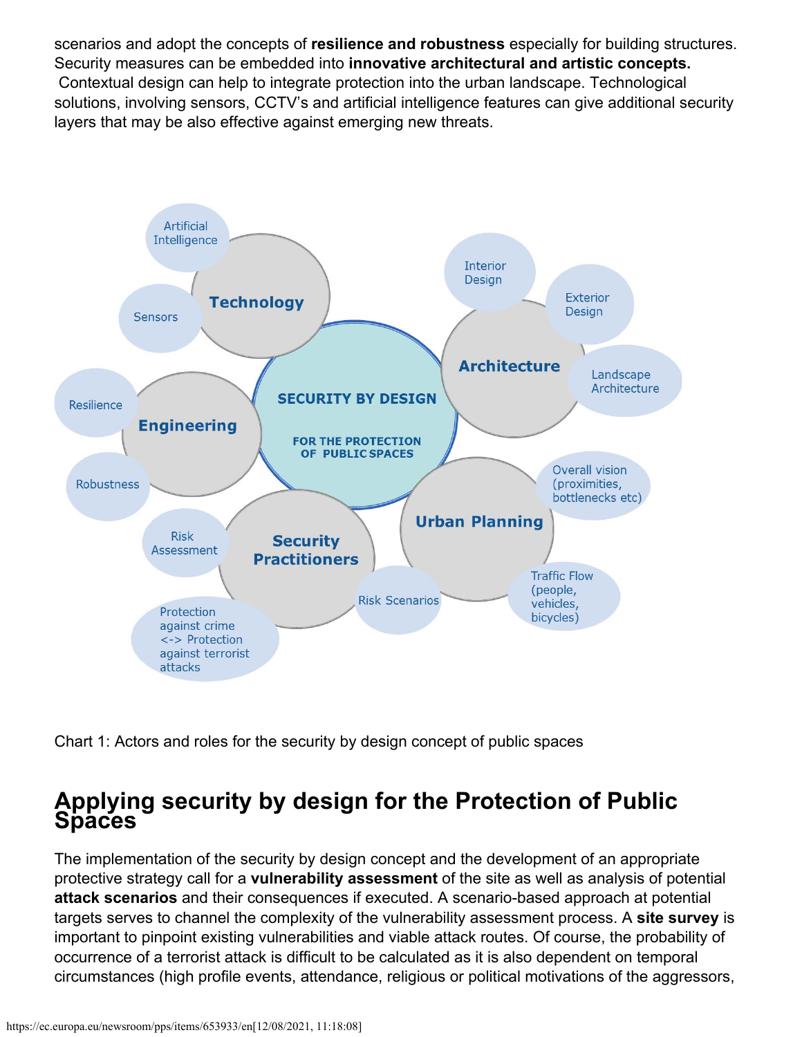scenarios and adopt the concepts of **resilience and robustness** especially for building structures. Security measures can be embedded into **innovative architectural and artistic concepts.** Contextual design can help to integrate protection into the urban landscape. Technological solutions, involving sensors, CCTV's and artificial intelligence features can give additional security layers that may be also effective against emerging new threats.

Chart 1: Actors and roles for the security by design concept of public spaces

## Applying security by design for the Protection of Public Spaces

The implementation of the security by design concept and the development of an appropriate protective strategy call for a **vulnerability assessment** of the site as well as analysis of potential **attack scenarios** and their consequences if executed. A scenario-based approach at potential targets serves to channel the complexity of the vulnerability assessment process. A **site survey** is important to pinpoint existing vulnerabilities and viable attack routes. Of course, the probability of occurrence of a terrorist attack is difficult to be calculated as it is also dependent on temporal circumstances (high profile events, attendance, religious or political motivations of the aggressors,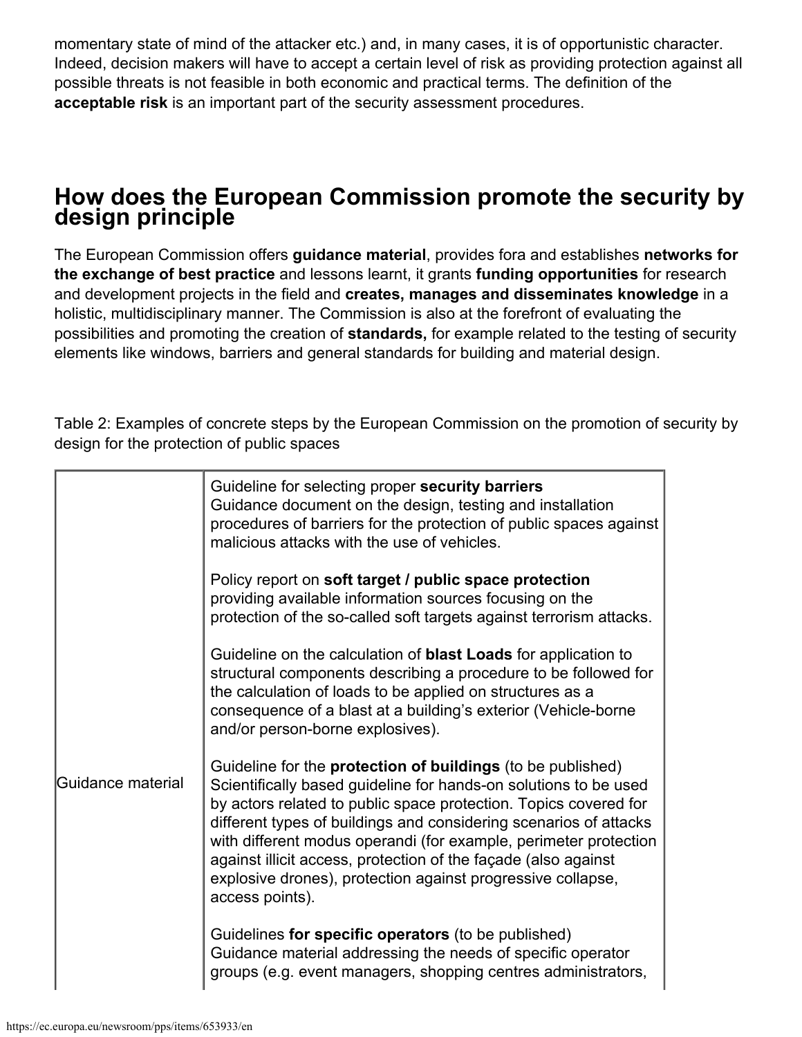momentary state of mind of the attacker etc.) and, in many cases, it is of opportunistic character. Indeed, decision makers will have to accept a certain level of risk as providing protection against all possible threats is not feasible in both economic and practical terms. The definition of the **acceptable risk** is an important part of the security assessment procedures.

## How does the European Commission promote the security by design principle

The European Commission offers **guidance material**, provides fora and establishes **networks for the exchange of best practice** and lessons learnt, it grants **funding opportunities** for research and development projects in the field and **creates, manages and disseminates knowledge** in a holistic, multidisciplinary manner. The Commission is also at the forefront of evaluating the possibilities and promoting the creation of **standards,** for example related to the testing of security elements like windows, barriers and general standards for building and material design.

Table 2: Examples of concrete steps by the European Commission on the promotion of security by design for the protection of public spaces

| | |
|---|---|
| Guidance material | Guideline for selecting proper **security barriers**<br>Guidance document on the design, testing and installation procedures of barriers for the protection of public spaces against malicious attacks with the use of vehicles.<br><br>Policy report on **soft target / public space protection** providing available information sources focusing on the protection of the so-called soft targets against terrorism attacks.<br><br>Guideline on the calculation of **blast Loads** for application to structural components describing a procedure to be followed for the calculation of loads to be applied on structures as a consequence of a blast at a building's exterior (Vehicle-borne and/or person-borne explosives).<br><br>Guideline for the **protection of buildings** (to be published)<br>Scientifically based guideline for hands-on solutions to be used by actors related to public space protection. Topics covered for different types of buildings and considering scenarios of attacks with different modus operandi (for example, perimeter protection against illicit access, protection of the façade (also against explosive drones), protection against progressive collapse, access points).<br><br>Guidelines **for specific operators** (to be published)<br>Guidance material addressing the needs of specific operator groups (e.g. event managers, shopping centres administrators, |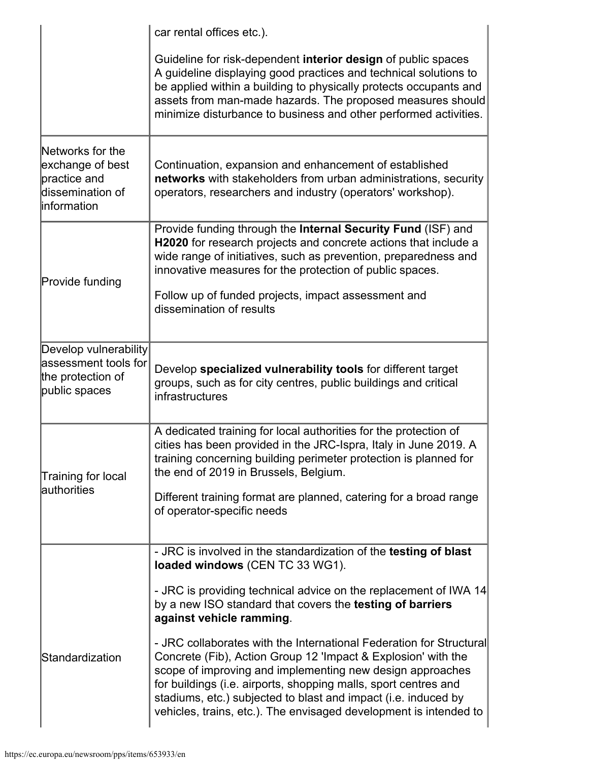| | |
|---|---|
| | car rental offices etc.).<br><br>Guideline for risk-dependent **interior design** of public spaces<br>A guideline displaying good practices and technical solutions to be applied within a building to physically protects occupants and assets from man-made hazards. The proposed measures should minimize disturbance to business and other performed activities. |
| Networks for the exchange of best practice and dissemination of information | Continuation, expansion and enhancement of established **networks** with stakeholders from urban administrations, security operators, researchers and industry (operators' workshop). |
| Provide funding | Provide funding through the **Internal Security Fund** (ISF) and **H2020** for research projects and concrete actions that include a wide range of initiatives, such as prevention, preparedness and innovative measures for the protection of public spaces.<br><br>Follow up of funded projects, impact assessment and dissemination of results |
| Develop vulnerability assessment tools for the protection of public spaces | Develop **specialized vulnerability tools** for different target groups, such as for city centres, public buildings and critical infrastructures |
| Training for local authorities | A dedicated training for local authorities for the protection of cities has been provided in the JRC-Ispra, Italy in June 2019. A training concerning building perimeter protection is planned for the end of 2019 in Brussels, Belgium.<br><br>Different training format are planned, catering for a broad range of operator-specific needs |
| Standardization | - JRC is involved in the standardization of the **testing of blast loaded windows** (CEN TC 33 WG1).<br><br>- JRC is providing technical advice on the replacement of IWA 14 by a new ISO standard that covers the **testing of barriers against vehicle ramming**.<br><br>- JRC collaborates with the International Federation for Structural Concrete (Fib), Action Group 12 'Impact & Explosion' with the scope of improving and implementing new design approaches for buildings (i.e. airports, shopping malls, sport centres and stadiums, etc.) subjected to blast and impact (i.e. induced by vehicles, trains, etc.). The envisaged development is intended to |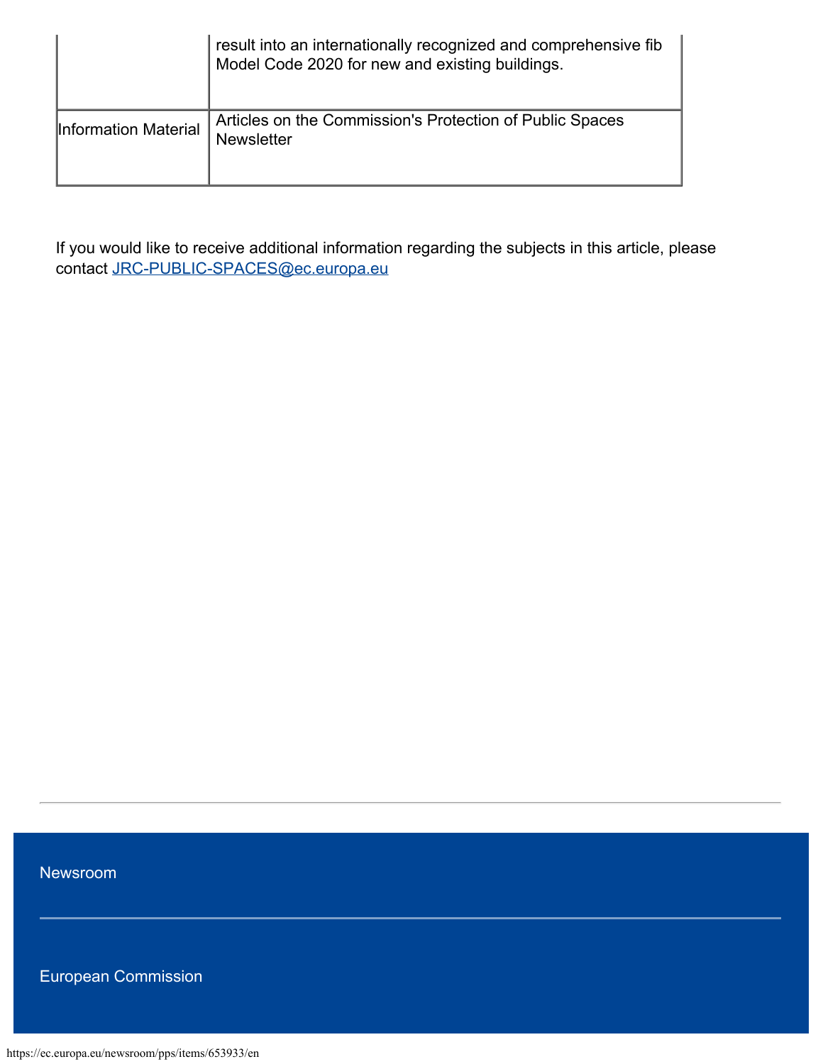| | |
|---|---|
| | result into an internationally recognized and comprehensive fib Model Code 2020 for new and existing buildings. |
| Information Material | Articles on the Commission's Protection of Public Spaces Newsletter |

If you would like to receive additional information regarding the subjects in this article, please contact JRC-PUBLIC-SPACES@ec.europa.eu

Newsroom

European Commission